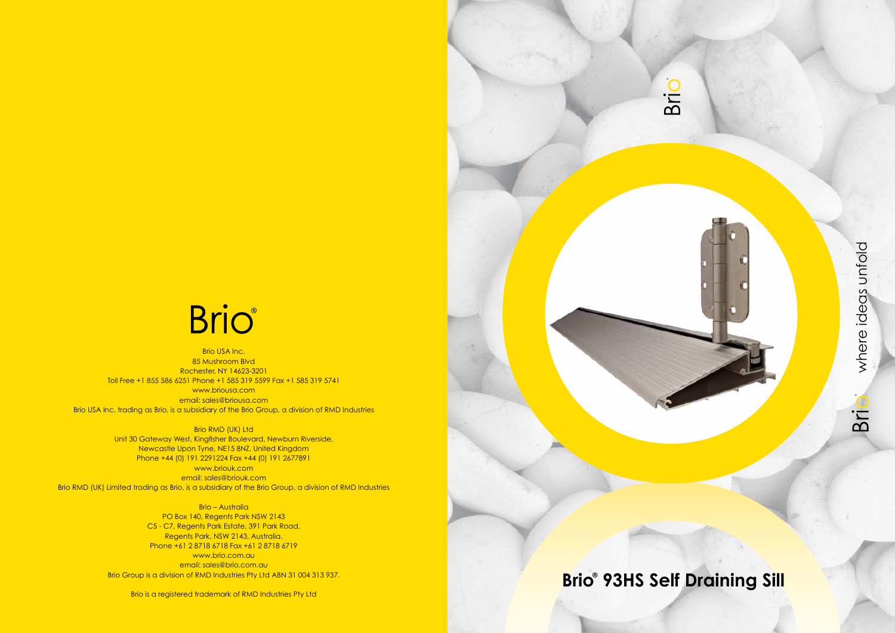Brio®

Brio USA Inc.
85 Mushroom Blvd
Rochester, NY 14623-3201
Toll Free +1 855 586 6251 Phone +1 585 319 5599 Fax +1 585 319 5741
www.briousa.com
email: sales@briousa.com
Brio USA Inc. trading as Brio, is a subsidiary of the Brio Group, a division of RMD Industries

Brio RMD (UK) Ltd
Unit 30 Gateway West, Kingfisher Boulevard, Newburn Riverside,
Newcastle Upon Tyne, NE15 8NZ, United Kingdom
Phone +44 (0) 191 2291224 Fax +44 (0) 191 2677891
www.briouk.com
email: sales@briouk.com
Brio RMD (UK) Limited trading as Brio, is a subsidiary of the Brio Group, a division of RMD Industries

Brio – Australia
PO Box 140, Regents Park NSW 2143
C5 - C7, Regents Park Estate, 391 Park Road,
Regents Park, NSW 2143, Australia.
Phone +61 2 8718 6718 Fax +61 2 8718 6719
www.brio.com.au
email: sales@brio.com.au
Brio Group is a division of RMD Industries Pty Ltd ABN 31 004 313 937.

Brio is a registered trademark of RMD Industries Pty Ltd

Brio

Brio® where ideas unfold

# Brio® 93HS Self Draining Sill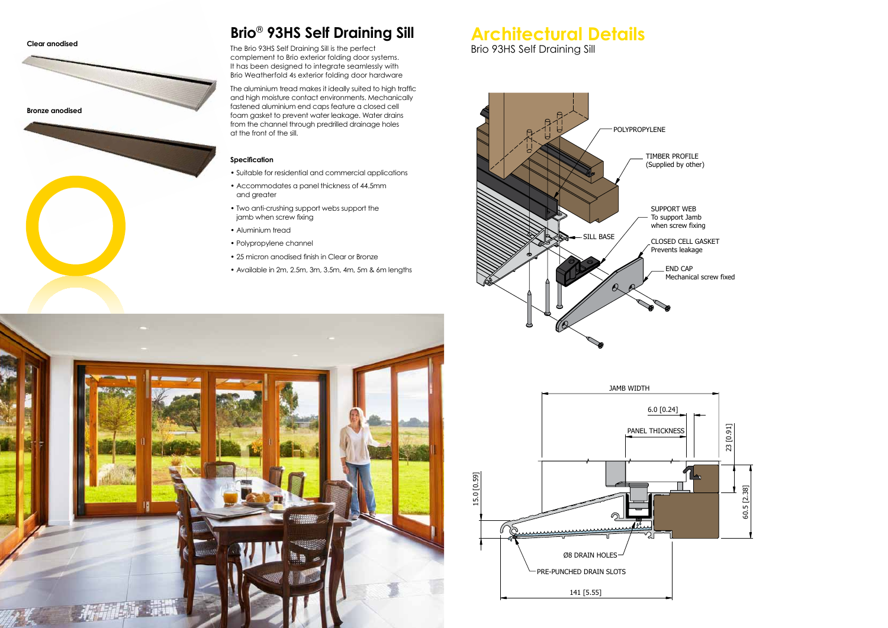Clear anodised

Bronze anodised

# Brio® 93HS Self Draining Sill

The Brio 93HS Self Draining Sill is the perfect complement to Brio exterior folding door systems. It has been designed to integrate seamlessly with Brio Weatherfold 4s exterior folding door hardware

The aluminium tread makes it ideally suited to high traffic and high moisture contact environments. Mechanically fastened aluminium end caps feature a closed cell foam gasket to prevent water leakage. Water drains from the channel through predrilled drainage holes at the front of the sill.

### Specification

- Suitable for residential and commercial applications
- Accommodates a panel thickness of 44.5mm and greater
- Two anti-crushing support webs support the jamb when screw fixing
- Aluminium tread
- Polypropylene channel
- 25 micron anodised finish in Clear or Bronze
- Available in 2m, 2.5m, 3m, 3.5m, 4m, 5m & 6m lengths

# Architectural Details

Brio 93HS Self Draining Sill

POLYPROPYLENE

TIMBER PROFILE
(Supplied by other)

SUPPORT WEB
To support Jamb when screw fixing

SILL BASE

CLOSED CELL GASKET
Prevents leakage

END CAP
Mechanical screw fixed

JAMB WIDTH

6.0 [0.24]

PANEL THICKNESS

23 [0.91]

60.5 [2.38]

15.0 [0.59]

Ø8 DRAIN HOLES

PRE-PUNCHED DRAIN SLOTS

141 [5.55]